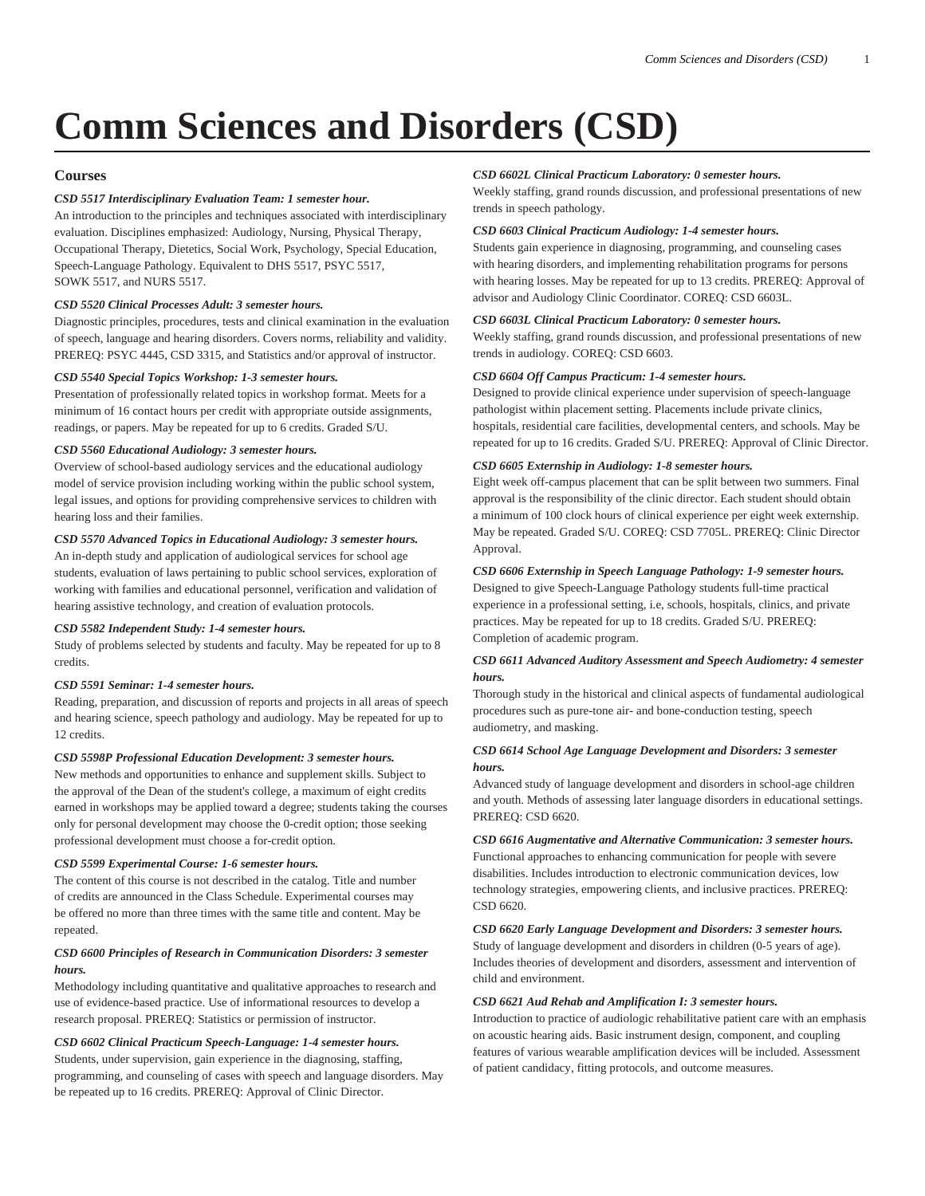# Comm Sciences and Disorders (CSD)

## Courses

***CSD 5517 Interdisciplinary Evaluation Team: 1 semester hour.***

An introduction to the principles and techniques associated with interdisciplinary evaluation. Disciplines emphasized: Audiology, Nursing, Physical Therapy, Occupational Therapy, Dietetics, Social Work, Psychology, Special Education, Speech-Language Pathology. Equivalent to DHS 5517, PSYC 5517, SOWK 5517, and NURS 5517.

***CSD 5520 Clinical Processes Adult: 3 semester hours.***

Diagnostic principles, procedures, tests and clinical examination in the evaluation of speech, language and hearing disorders. Covers norms, reliability and validity. PREREQ: PSYC 4445, CSD 3315, and Statistics and/or approval of instructor.

***CSD 5540 Special Topics Workshop: 1-3 semester hours.***

Presentation of professionally related topics in workshop format. Meets for a minimum of 16 contact hours per credit with appropriate outside assignments, readings, or papers. May be repeated for up to 6 credits. Graded S/U.

***CSD 5560 Educational Audiology: 3 semester hours.***

Overview of school-based audiology services and the educational audiology model of service provision including working within the public school system, legal issues, and options for providing comprehensive services to children with hearing loss and their families.

***CSD 5570 Advanced Topics in Educational Audiology: 3 semester hours.***

An in-depth study and application of audiological services for school age students, evaluation of laws pertaining to public school services, exploration of working with families and educational personnel, verification and validation of hearing assistive technology, and creation of evaluation protocols.

***CSD 5582 Independent Study: 1-4 semester hours.***

Study of problems selected by students and faculty. May be repeated for up to 8 credits.

***CSD 5591 Seminar: 1-4 semester hours.***

Reading, preparation, and discussion of reports and projects in all areas of speech and hearing science, speech pathology and audiology. May be repeated for up to 12 credits.

***CSD 5598P Professional Education Development: 3 semester hours.***

New methods and opportunities to enhance and supplement skills. Subject to the approval of the Dean of the student's college, a maximum of eight credits earned in workshops may be applied toward a degree; students taking the courses only for personal development may choose the 0-credit option; those seeking professional development must choose a for-credit option.

***CSD 5599 Experimental Course: 1-6 semester hours.***

The content of this course is not described in the catalog. Title and number of credits are announced in the Class Schedule. Experimental courses may be offered no more than three times with the same title and content. May be repeated.

***CSD 6600 Principles of Research in Communication Disorders: 3 semester hours.***

Methodology including quantitative and qualitative approaches to research and use of evidence-based practice. Use of informational resources to develop a research proposal. PREREQ: Statistics or permission of instructor.

***CSD 6602 Clinical Practicum Speech-Language: 1-4 semester hours.***

Students, under supervision, gain experience in the diagnosing, staffing, programming, and counseling of cases with speech and language disorders. May be repeated up to 16 credits. PREREQ: Approval of Clinic Director.

***CSD 6602L Clinical Practicum Laboratory: 0 semester hours.***

Weekly staffing, grand rounds discussion, and professional presentations of new trends in speech pathology.

***CSD 6603 Clinical Practicum Audiology: 1-4 semester hours.***

Students gain experience in diagnosing, programming, and counseling cases with hearing disorders, and implementing rehabilitation programs for persons with hearing losses. May be repeated for up to 13 credits. PREREQ: Approval of advisor and Audiology Clinic Coordinator. COREQ: CSD 6603L.

***CSD 6603L Clinical Practicum Laboratory: 0 semester hours.***

Weekly staffing, grand rounds discussion, and professional presentations of new trends in audiology. COREQ: CSD 6603.

***CSD 6604 Off Campus Practicum: 1-4 semester hours.***

Designed to provide clinical experience under supervision of speech-language pathologist within placement setting. Placements include private clinics, hospitals, residential care facilities, developmental centers, and schools. May be repeated for up to 16 credits. Graded S/U. PREREQ: Approval of Clinic Director.

***CSD 6605 Externship in Audiology: 1-8 semester hours.***

Eight week off-campus placement that can be split between two summers. Final approval is the responsibility of the clinic director. Each student should obtain a minimum of 100 clock hours of clinical experience per eight week externship. May be repeated. Graded S/U. COREQ: CSD 7705L. PREREQ: Clinic Director Approval.

***CSD 6606 Externship in Speech Language Pathology: 1-9 semester hours.***

Designed to give Speech-Language Pathology students full-time practical experience in a professional setting, i.e, schools, hospitals, clinics, and private practices. May be repeated for up to 18 credits. Graded S/U. PREREQ: Completion of academic program.

***CSD 6611 Advanced Auditory Assessment and Speech Audiometry: 4 semester hours.***

Thorough study in the historical and clinical aspects of fundamental audiological procedures such as pure-tone air- and bone-conduction testing, speech audiometry, and masking.

***CSD 6614 School Age Language Development and Disorders: 3 semester hours.***

Advanced study of language development and disorders in school-age children and youth. Methods of assessing later language disorders in educational settings. PREREQ: CSD 6620.

***CSD 6616 Augmentative and Alternative Communication: 3 semester hours.***

Functional approaches to enhancing communication for people with severe disabilities. Includes introduction to electronic communication devices, low technology strategies, empowering clients, and inclusive practices. PREREQ: CSD 6620.

***CSD 6620 Early Language Development and Disorders: 3 semester hours.***

Study of language development and disorders in children (0-5 years of age). Includes theories of development and disorders, assessment and intervention of child and environment.

***CSD 6621 Aud Rehab and Amplification I: 3 semester hours.***

Introduction to practice of audiologic rehabilitative patient care with an emphasis on acoustic hearing aids. Basic instrument design, component, and coupling features of various wearable amplification devices will be included. Assessment of patient candidacy, fitting protocols, and outcome measures.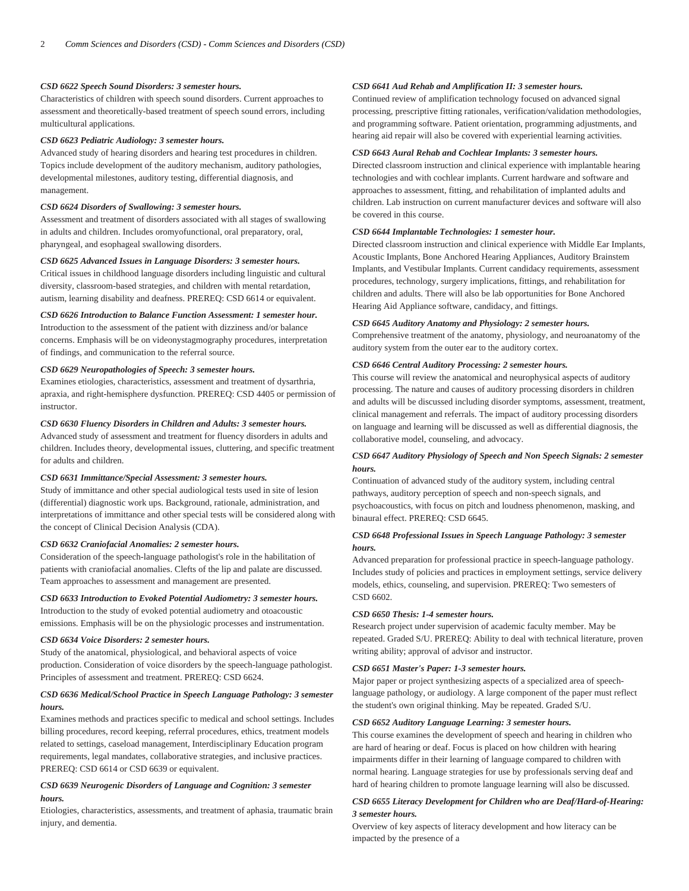***CSD 6622 Speech Sound Disorders: 3 semester hours.***
Characteristics of children with speech sound disorders. Current approaches to assessment and theoretically-based treatment of speech sound errors, including multicultural applications.

***CSD 6623 Pediatric Audiology: 3 semester hours.***
Advanced study of hearing disorders and hearing test procedures in children. Topics include development of the auditory mechanism, auditory pathologies, developmental milestones, auditory testing, differential diagnosis, and management.

***CSD 6624 Disorders of Swallowing: 3 semester hours.***
Assessment and treatment of disorders associated with all stages of swallowing in adults and children. Includes oromyofunctional, oral preparatory, oral, pharyngeal, and esophageal swallowing disorders.

***CSD 6625 Advanced Issues in Language Disorders: 3 semester hours.***
Critical issues in childhood language disorders including linguistic and cultural diversity, classroom-based strategies, and children with mental retardation, autism, learning disability and deafness. PREREQ: CSD 6614 or equivalent.

***CSD 6626 Introduction to Balance Function Assessment: 1 semester hour.***
Introduction to the assessment of the patient with dizziness and/or balance concerns. Emphasis will be on videonystagmography procedures, interpretation of findings, and communication to the referral source.

***CSD 6629 Neuropathologies of Speech: 3 semester hours.***
Examines etiologies, characteristics, assessment and treatment of dysarthria, apraxia, and right-hemisphere dysfunction. PREREQ: CSD 4405 or permission of instructor.

***CSD 6630 Fluency Disorders in Children and Adults: 3 semester hours.***
Advanced study of assessment and treatment for fluency disorders in adults and children. Includes theory, developmental issues, cluttering, and specific treatment for adults and children.

***CSD 6631 Immittance/Special Assessment: 3 semester hours.***
Study of immittance and other special audiological tests used in site of lesion (differential) diagnostic work ups. Background, rationale, administration, and interpretations of immittance and other special tests will be considered along with the concept of Clinical Decision Analysis (CDA).

***CSD 6632 Craniofacial Anomalies: 2 semester hours.***
Consideration of the speech-language pathologist's role in the habilitation of patients with craniofacial anomalies. Clefts of the lip and palate are discussed. Team approaches to assessment and management are presented.

***CSD 6633 Introduction to Evoked Potential Audiometry: 3 semester hours.***
Introduction to the study of evoked potential audiometry and otoacoustic emissions. Emphasis will be on the physiologic processes and instrumentation.

***CSD 6634 Voice Disorders: 2 semester hours.***
Study of the anatomical, physiological, and behavioral aspects of voice production. Consideration of voice disorders by the speech-language pathologist. Principles of assessment and treatment. PREREQ: CSD 6624.

***CSD 6636 Medical/School Practice in Speech Language Pathology: 3 semester hours.***
Examines methods and practices specific to medical and school settings. Includes billing procedures, record keeping, referral procedures, ethics, treatment models related to settings, caseload management, Interdisciplinary Education program requirements, legal mandates, collaborative strategies, and inclusive practices. PREREQ: CSD 6614 or CSD 6639 or equivalent.

***CSD 6639 Neurogenic Disorders of Language and Cognition: 3 semester hours.***
Etiologies, characteristics, assessments, and treatment of aphasia, traumatic brain injury, and dementia.

***CSD 6641 Aud Rehab and Amplification II: 3 semester hours.***
Continued review of amplification technology focused on advanced signal processing, prescriptive fitting rationales, verification/validation methodologies, and programming software. Patient orientation, programming adjustments, and hearing aid repair will also be covered with experiential learning activities.

***CSD 6643 Aural Rehab and Cochlear Implants: 3 semester hours.***
Directed classroom instruction and clinical experience with implantable hearing technologies and with cochlear implants. Current hardware and software and approaches to assessment, fitting, and rehabilitation of implanted adults and children. Lab instruction on current manufacturer devices and software will also be covered in this course.

***CSD 6644 Implantable Technologies: 1 semester hour.***
Directed classroom instruction and clinical experience with Middle Ear Implants, Acoustic Implants, Bone Anchored Hearing Appliances, Auditory Brainstem Implants, and Vestibular Implants. Current candidacy requirements, assessment procedures, technology, surgery implications, fittings, and rehabilitation for children and adults. There will also be lab opportunities for Bone Anchored Hearing Aid Appliance software, candidacy, and fittings.

***CSD 6645 Auditory Anatomy and Physiology: 2 semester hours.***
Comprehensive treatment of the anatomy, physiology, and neuroanatomy of the auditory system from the outer ear to the auditory cortex.

***CSD 6646 Central Auditory Processing: 2 semester hours.***
This course will review the anatomical and neurophysical aspects of auditory processing. The nature and causes of auditory processing disorders in children and adults will be discussed including disorder symptoms, assessment, treatment, clinical management and referrals. The impact of auditory processing disorders on language and learning will be discussed as well as differential diagnosis, the collaborative model, counseling, and advocacy.

***CSD 6647 Auditory Physiology of Speech and Non Speech Signals: 2 semester hours.***
Continuation of advanced study of the auditory system, including central pathways, auditory perception of speech and non-speech signals, and psychoacoustics, with focus on pitch and loudness phenomenon, masking, and binaural effect. PREREQ: CSD 6645.

***CSD 6648 Professional Issues in Speech Language Pathology: 3 semester hours.***
Advanced preparation for professional practice in speech-language pathology. Includes study of policies and practices in employment settings, service delivery models, ethics, counseling, and supervision. PREREQ: Two semesters of CSD 6602.

***CSD 6650 Thesis: 1-4 semester hours.***
Research project under supervision of academic faculty member. May be repeated. Graded S/U. PREREQ: Ability to deal with technical literature, proven writing ability; approval of advisor and instructor.

***CSD 6651 Master's Paper: 1-3 semester hours.***
Major paper or project synthesizing aspects of a specialized area of speech-language pathology, or audiology. A large component of the paper must reflect the student's own original thinking. May be repeated. Graded S/U.

***CSD 6652 Auditory Language Learning: 3 semester hours.***
This course examines the development of speech and hearing in children who are hard of hearing or deaf. Focus is placed on how children with hearing impairments differ in their learning of language compared to children with normal hearing. Language strategies for use by professionals serving deaf and hard of hearing children to promote language learning will also be discussed.

***CSD 6655 Literacy Development for Children who are Deaf/Hard-of-Hearing: 3 semester hours.***
Overview of key aspects of literacy development and how literacy can be impacted by the presence of a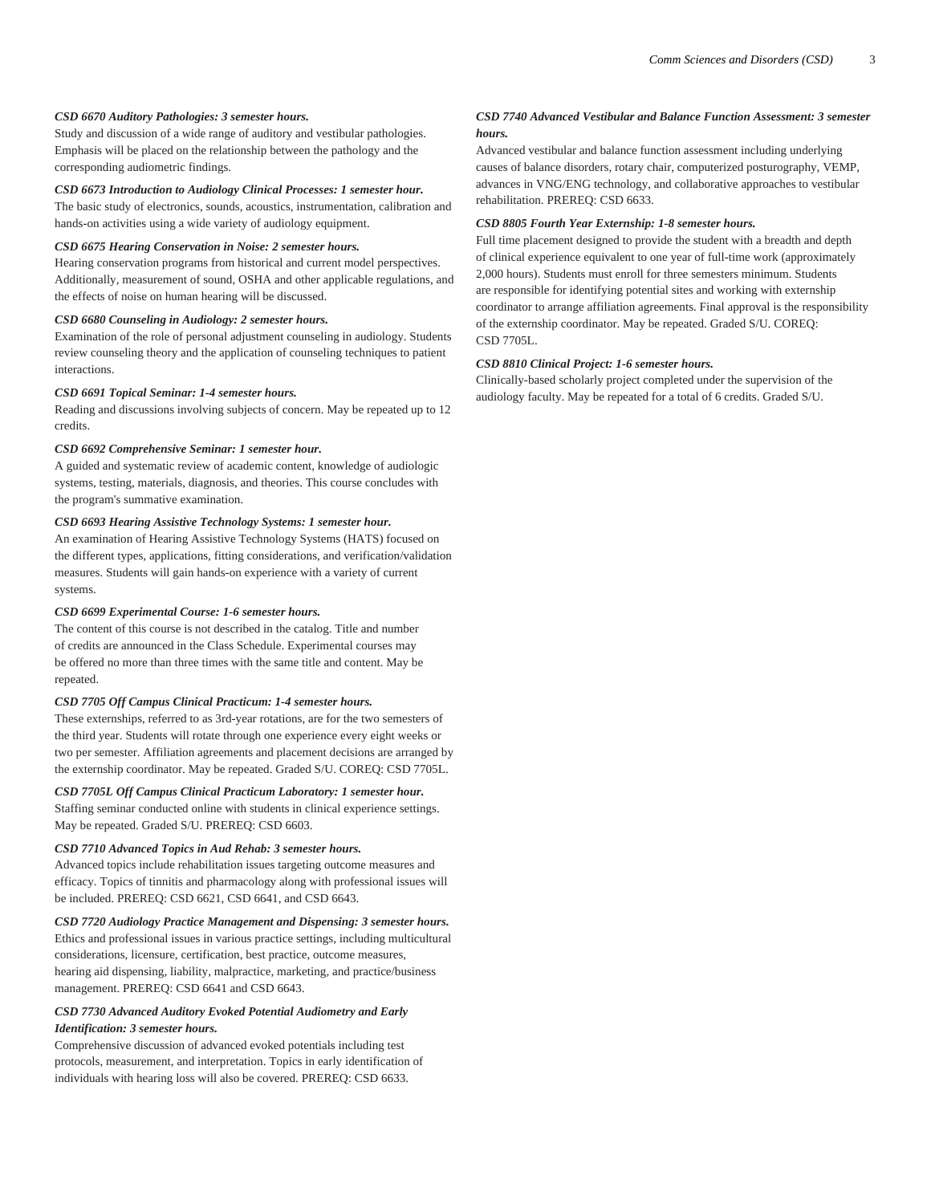***CSD 6670 Auditory Pathologies: 3 semester hours.***

Study and discussion of a wide range of auditory and vestibular pathologies. Emphasis will be placed on the relationship between the pathology and the corresponding audiometric findings.

***CSD 6673 Introduction to Audiology Clinical Processes: 1 semester hour.***

The basic study of electronics, sounds, acoustics, instrumentation, calibration and hands-on activities using a wide variety of audiology equipment.

***CSD 6675 Hearing Conservation in Noise: 2 semester hours.***

Hearing conservation programs from historical and current model perspectives. Additionally, measurement of sound, OSHA and other applicable regulations, and the effects of noise on human hearing will be discussed.

***CSD 6680 Counseling in Audiology: 2 semester hours.***

Examination of the role of personal adjustment counseling in audiology. Students review counseling theory and the application of counseling techniques to patient interactions.

***CSD 6691 Topical Seminar: 1-4 semester hours.***

Reading and discussions involving subjects of concern. May be repeated up to 12 credits.

***CSD 6692 Comprehensive Seminar: 1 semester hour.***

A guided and systematic review of academic content, knowledge of audiologic systems, testing, materials, diagnosis, and theories. This course concludes with the program's summative examination.

***CSD 6693 Hearing Assistive Technology Systems: 1 semester hour.***

An examination of Hearing Assistive Technology Systems (HATS) focused on the different types, applications, fitting considerations, and verification/validation measures. Students will gain hands-on experience with a variety of current systems.

***CSD 6699 Experimental Course: 1-6 semester hours.***

The content of this course is not described in the catalog. Title and number of credits are announced in the Class Schedule. Experimental courses may be offered no more than three times with the same title and content. May be repeated.

***CSD 7705 Off Campus Clinical Practicum: 1-4 semester hours.***

These externships, referred to as 3rd-year rotations, are for the two semesters of the third year. Students will rotate through one experience every eight weeks or two per semester. Affiliation agreements and placement decisions are arranged by the externship coordinator. May be repeated. Graded S/U. COREQ: CSD 7705L.

***CSD 7705L Off Campus Clinical Practicum Laboratory: 1 semester hour.***

Staffing seminar conducted online with students in clinical experience settings. May be repeated. Graded S/U. PREREQ: CSD 6603.

***CSD 7710 Advanced Topics in Aud Rehab: 3 semester hours.***

Advanced topics include rehabilitation issues targeting outcome measures and efficacy. Topics of tinnitis and pharmacology along with professional issues will be included. PREREQ: CSD 6621, CSD 6641, and CSD 6643.

***CSD 7720 Audiology Practice Management and Dispensing: 3 semester hours.***

Ethics and professional issues in various practice settings, including multicultural considerations, licensure, certification, best practice, outcome measures, hearing aid dispensing, liability, malpractice, marketing, and practice/business management. PREREQ: CSD 6641 and CSD 6643.

***CSD 7730 Advanced Auditory Evoked Potential Audiometry and Early Identification: 3 semester hours.***

Comprehensive discussion of advanced evoked potentials including test protocols, measurement, and interpretation. Topics in early identification of individuals with hearing loss will also be covered. PREREQ: CSD 6633.

***CSD 7740 Advanced Vestibular and Balance Function Assessment: 3 semester hours.***

Advanced vestibular and balance function assessment including underlying causes of balance disorders, rotary chair, computerized posturography, VEMP, advances in VNG/ENG technology, and collaborative approaches to vestibular rehabilitation. PREREQ: CSD 6633.

***CSD 8805 Fourth Year Externship: 1-8 semester hours.***

Full time placement designed to provide the student with a breadth and depth of clinical experience equivalent to one year of full-time work (approximately 2,000 hours). Students must enroll for three semesters minimum. Students are responsible for identifying potential sites and working with externship coordinator to arrange affiliation agreements. Final approval is the responsibility of the externship coordinator. May be repeated. Graded S/U. COREQ: CSD 7705L.

***CSD 8810 Clinical Project: 1-6 semester hours.***

Clinically-based scholarly project completed under the supervision of the audiology faculty. May be repeated for a total of 6 credits. Graded S/U.